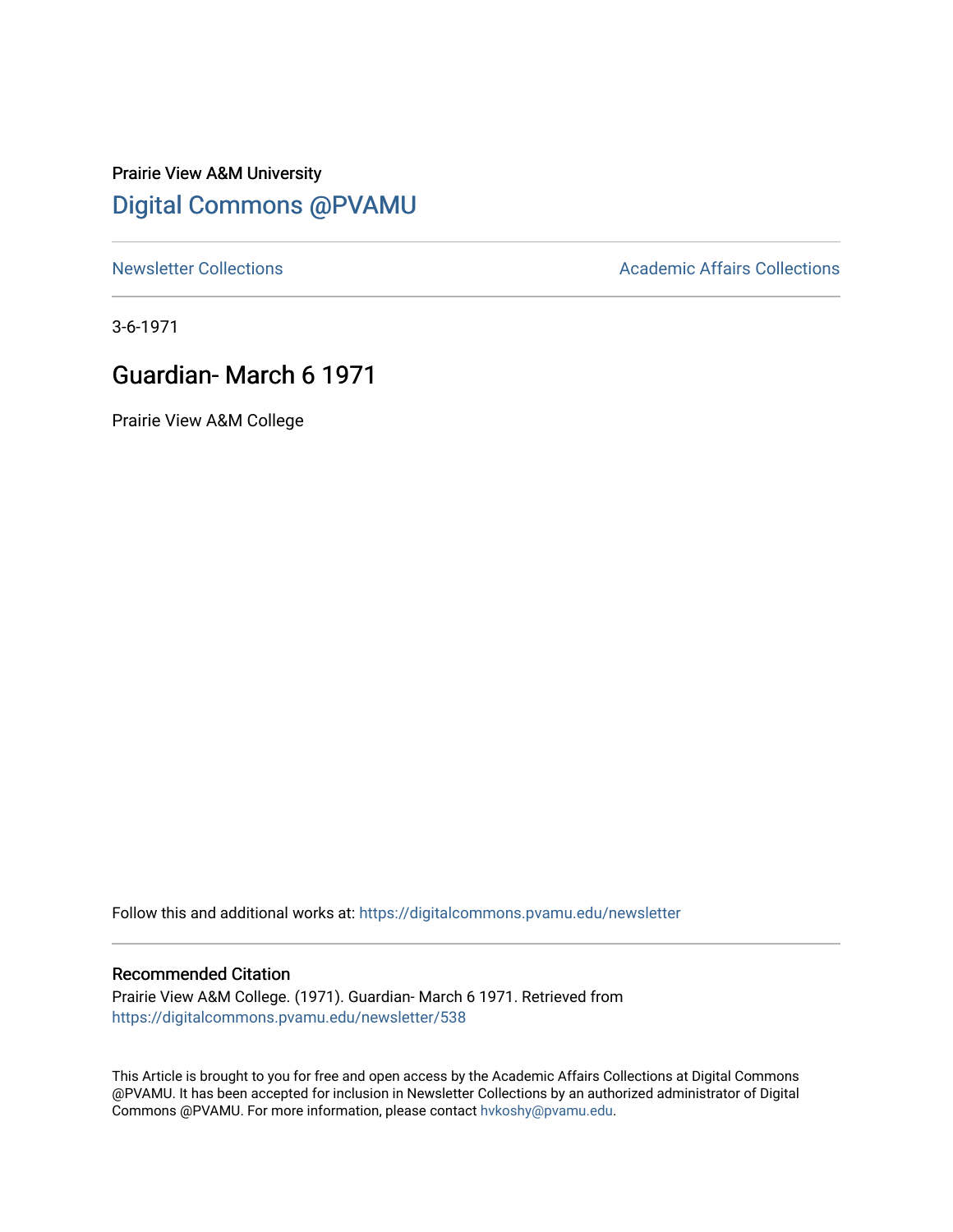Prairie View A&M University

# Digital Commons @PVAMU

Newsletter Collections | Academic Affairs Collections

3-6-1971

## Guardian- March 6 1971

Prairie View A&M College

Follow this and additional works at: https://digitalcommons.pvamu.edu/newsletter

### Recommended Citation

Prairie View A&M College. (1971). Guardian- March 6 1971. Retrieved from https://digitalcommons.pvamu.edu/newsletter/538

This Article is brought to you for free and open access by the Academic Affairs Collections at Digital Commons @PVAMU. It has been accepted for inclusion in Newsletter Collections by an authorized administrator of Digital Commons @PVAMU. For more information, please contact hvkoshy@pvamu.edu.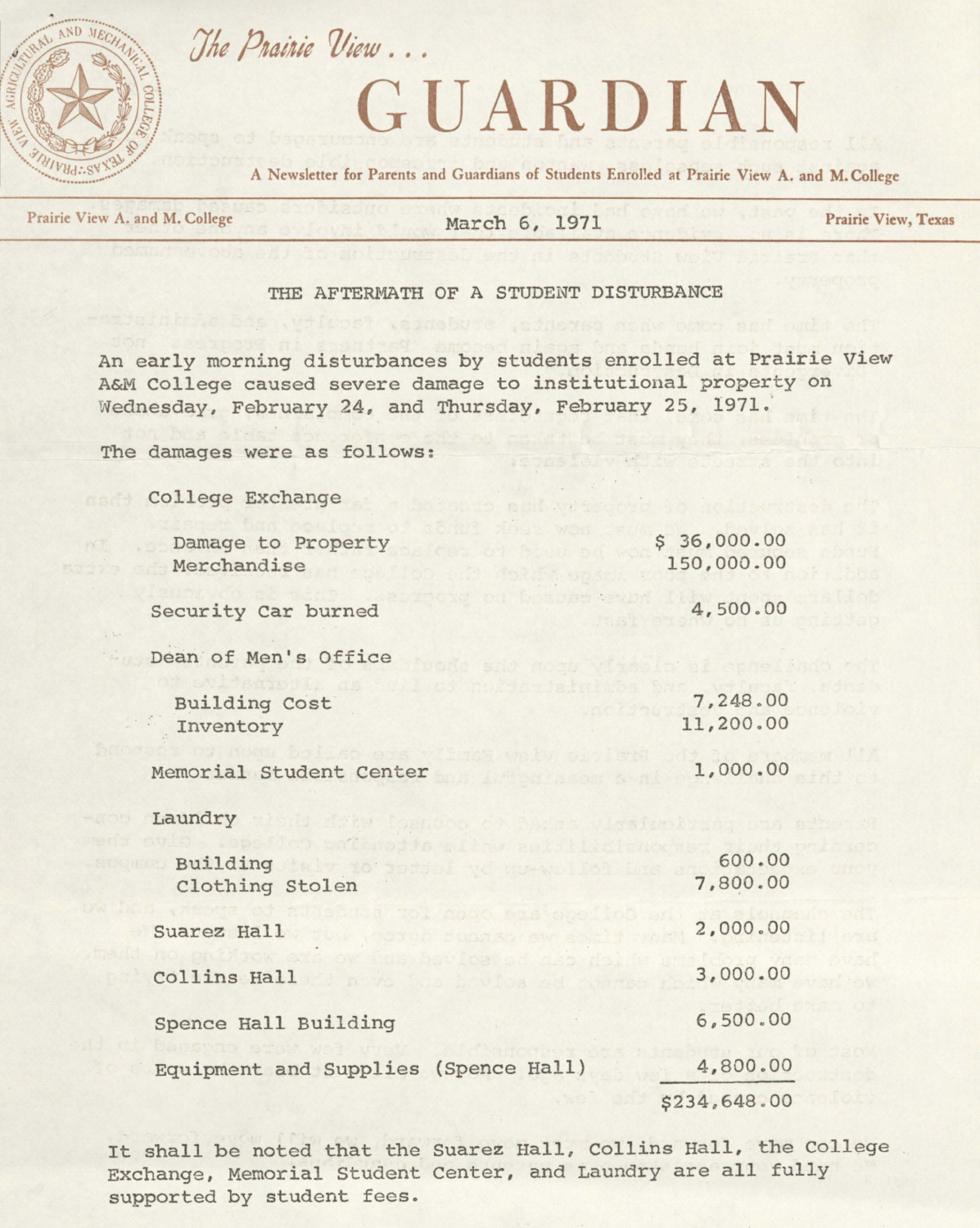*The Prairie View . . .*

# GUARDIAN

A Newsletter for Parents and Guardians of Students Enrolled at Prairie View A. and M. College

Prairie View A. and M. College — March 6, 1971 — Prairie View, Texas

## THE AFTERMATH OF A STUDENT DISTURBANCE

An early morning disturbances by students enrolled at Prairie View A&M College caused severe damage to institutional property on Wednesday, February 24, and Thursday, February 25, 1971.

The damages were as follows:

| Item | Amount |
|---|---|
| College Exchange | |
| Damage to Property | $ 36,000.00 |
| Merchandise | 150,000.00 |
| Security Car burned | 4,500.00 |
| Dean of Men's Office | |
| Building Cost | 7,248.00 |
| Inventory | 11,200.00 |
| Memorial Student Center | 1,000.00 |
| Laundry | |
| Building | 600.00 |
| Clothing Stolen | 7,800.00 |
| Suarez Hall | 2,000.00 |
| Collins Hall | 3,000.00 |
| Spence Hall Building | 6,500.00 |
| Equipment and Supplies (Spence Hall) | 4,800.00 |
| | $234,648.00 |

It shall be noted that the Suarez Hall, Collins Hall, the College Exchange, Memorial Student Center, and Laundry are all fully supported by student fees.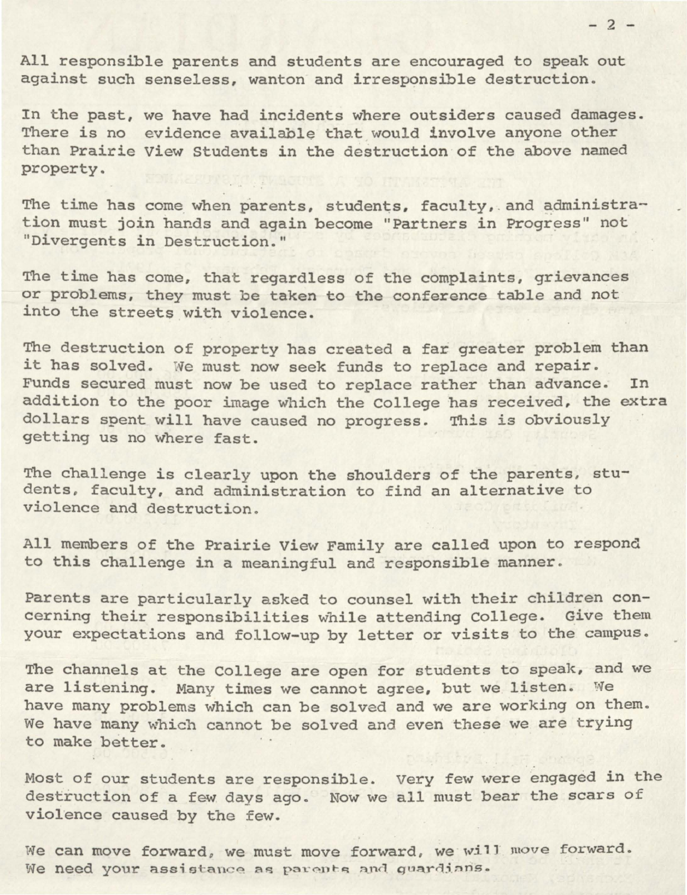All responsible parents and students are encouraged to speak out against such senseless, wanton and irresponsible destruction.

In the past, we have had incidents where outsiders caused damages. There is no evidence available that would involve anyone other than Prairie View Students in the destruction of the above named property.

The time has come when parents, students, faculty, and administration must join hands and again become "Partners in Progress" not "Divergents in Destruction."

The time has come, that regardless of the complaints, grievances or problems, they must be taken to the conference table and not into the streets with violence.

The destruction of property has created a far greater problem than it has solved. We must now seek funds to replace and repair. Funds secured must now be used to replace rather than advance. In addition to the poor image which the College has received, the extra dollars spent will have caused no progress. This is obviously getting us no where fast.

The challenge is clearly upon the shoulders of the parents, students, faculty, and administration to find an alternative to violence and destruction.

All members of the Prairie View Family are called upon to respond to this challenge in a meaningful and responsible manner.

Parents are particularly asked to counsel with their children concerning their responsibilities while attending College. Give them your expectations and follow-up by letter or visits to the campus.

The channels at the College are open for students to speak, and we are listening. Many times we cannot agree, but we listen. We have many problems which can be solved and we are working on them. We have many which cannot be solved and even these we are trying to make better.

Most of our students are responsible. Very few were engaged in the destruction of a few days ago. Now we all must bear the scars of violence caused by the few.

We can move forward, we must move forward, we will move forward. We need your assistance as parents and guardians.